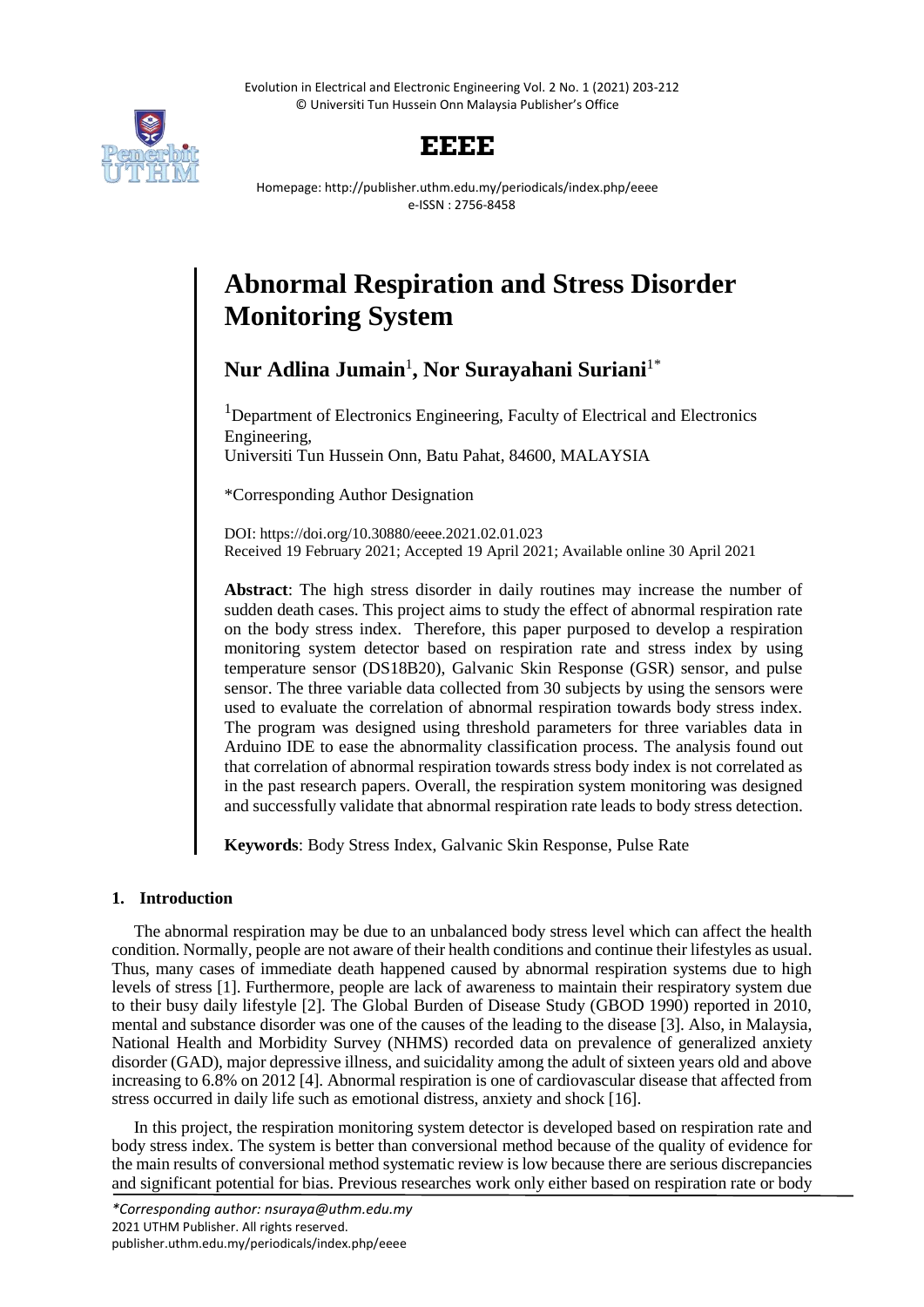# Abnormal Respiration and Stress Disorder Monitoring System

**Nur Adlina Jumain**[1], **Nor Surayahani Suriani**[1*]

[1]Department of Electronics Engineering, Faculty of Electrical and Electronics Engineering,
Universiti Tun Hussein Onn, Batu Pahat, 84600, MALAYSIA

*Corresponding Author Designation

DOI: https://doi.org/10.30880/eeee.2021.02.01.023
Received 19 February 2021; Accepted 19 April 2021; Available online 30 April 2021

**Abstract**: The high stress disorder in daily routines may increase the number of sudden death cases. This project aims to study the effect of abnormal respiration rate on the body stress index. Therefore, this paper purposed to develop a respiration monitoring system detector based on respiration rate and stress index by using temperature sensor (DS18B20), Galvanic Skin Response (GSR) sensor, and pulse sensor. The three variable data collected from 30 subjects by using the sensors were used to evaluate the correlation of abnormal respiration towards body stress index. The program was designed using threshold parameters for three variables data in Arduino IDE to ease the abnormality classification process. The analysis found out that correlation of abnormal respiration towards stress body index is not correlated as in the past research papers. Overall, the respiration system monitoring was designed and successfully validate that abnormal respiration rate leads to body stress detection.

**Keywords**: Body Stress Index, Galvanic Skin Response, Pulse Rate

## 1. Introduction

The abnormal respiration may be due to an unbalanced body stress level which can affect the health condition. Normally, people are not aware of their health conditions and continue their lifestyles as usual. Thus, many cases of immediate death happened caused by abnormal respiration systems due to high levels of stress [1]. Furthermore, people are lack of awareness to maintain their respiratory system due to their busy daily lifestyle [2]. The Global Burden of Disease Study (GBOD 1990) reported in 2010, mental and substance disorder was one of the causes of the leading to the disease [3]. Also, in Malaysia, National Health and Morbidity Survey (NHMS) recorded data on prevalence of generalized anxiety disorder (GAD), major depressive illness, and suicidality among the adult of sixteen years old and above increasing to 6.8% on 2012 [4]. Abnormal respiration is one of cardiovascular disease that affected from stress occurred in daily life such as emotional distress, anxiety and shock [16].

In this project, the respiration monitoring system detector is developed based on respiration rate and body stress index. The system is better than conversional method because of the quality of evidence for the main results of conversional method systematic review is low because there are serious discrepancies and significant potential for bias. Previous researches work only either based on respiration rate or body

*\*Corresponding author: nsuraya@uthm.edu.my*
2021 UTHM Publisher. All rights reserved.
publisher.uthm.edu.my/periodicals/index.php/eeee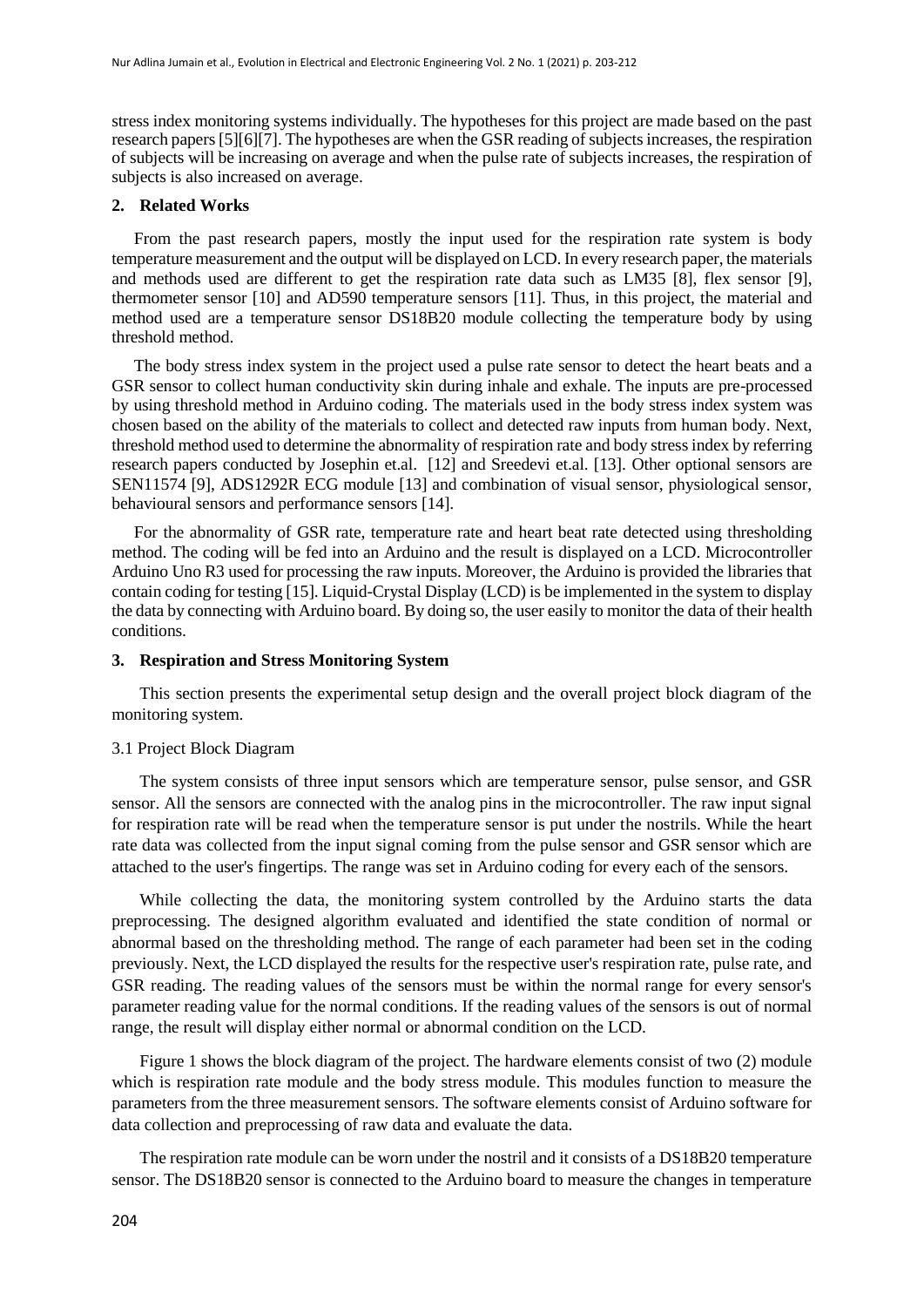stress index monitoring systems individually. The hypotheses for this project are made based on the past research papers [5][6][7]. The hypotheses are when the GSR reading of subjects increases, the respiration of subjects will be increasing on average and when the pulse rate of subjects increases, the respiration of subjects is also increased on average.

## 2. Related Works

From the past research papers, mostly the input used for the respiration rate system is body temperature measurement and the output will be displayed on LCD. In every research paper, the materials and methods used are different to get the respiration rate data such as LM35 [8], flex sensor [9], thermometer sensor [10] and AD590 temperature sensors [11]. Thus, in this project, the material and method used are a temperature sensor DS18B20 module collecting the temperature body by using threshold method.

The body stress index system in the project used a pulse rate sensor to detect the heart beats and a GSR sensor to collect human conductivity skin during inhale and exhale. The inputs are pre-processed by using threshold method in Arduino coding. The materials used in the body stress index system was chosen based on the ability of the materials to collect and detected raw inputs from human body. Next, threshold method used to determine the abnormality of respiration rate and body stress index by referring research papers conducted by Josephin et.al. [12] and Sreedevi et.al. [13]. Other optional sensors are SEN11574 [9], ADS1292R ECG module [13] and combination of visual sensor, physiological sensor, behavioural sensors and performance sensors [14].

For the abnormality of GSR rate, temperature rate and heart beat rate detected using thresholding method. The coding will be fed into an Arduino and the result is displayed on a LCD. Microcontroller Arduino Uno R3 used for processing the raw inputs. Moreover, the Arduino is provided the libraries that contain coding for testing [15]. Liquid-Crystal Display (LCD) is be implemented in the system to display the data by connecting with Arduino board. By doing so, the user easily to monitor the data of their health conditions.

## 3. Respiration and Stress Monitoring System

This section presents the experimental setup design and the overall project block diagram of the monitoring system.

### 3.1 Project Block Diagram

The system consists of three input sensors which are temperature sensor, pulse sensor, and GSR sensor. All the sensors are connected with the analog pins in the microcontroller. The raw input signal for respiration rate will be read when the temperature sensor is put under the nostrils. While the heart rate data was collected from the input signal coming from the pulse sensor and GSR sensor which are attached to the user's fingertips. The range was set in Arduino coding for every each of the sensors.

While collecting the data, the monitoring system controlled by the Arduino starts the data preprocessing. The designed algorithm evaluated and identified the state condition of normal or abnormal based on the thresholding method. The range of each parameter had been set in the coding previously. Next, the LCD displayed the results for the respective user's respiration rate, pulse rate, and GSR reading. The reading values of the sensors must be within the normal range for every sensor's parameter reading value for the normal conditions. If the reading values of the sensors is out of normal range, the result will display either normal or abnormal condition on the LCD.

Figure 1 shows the block diagram of the project. The hardware elements consist of two (2) module which is respiration rate module and the body stress module. This modules function to measure the parameters from the three measurement sensors. The software elements consist of Arduino software for data collection and preprocessing of raw data and evaluate the data.

The respiration rate module can be worn under the nostril and it consists of a DS18B20 temperature sensor. The DS18B20 sensor is connected to the Arduino board to measure the changes in temperature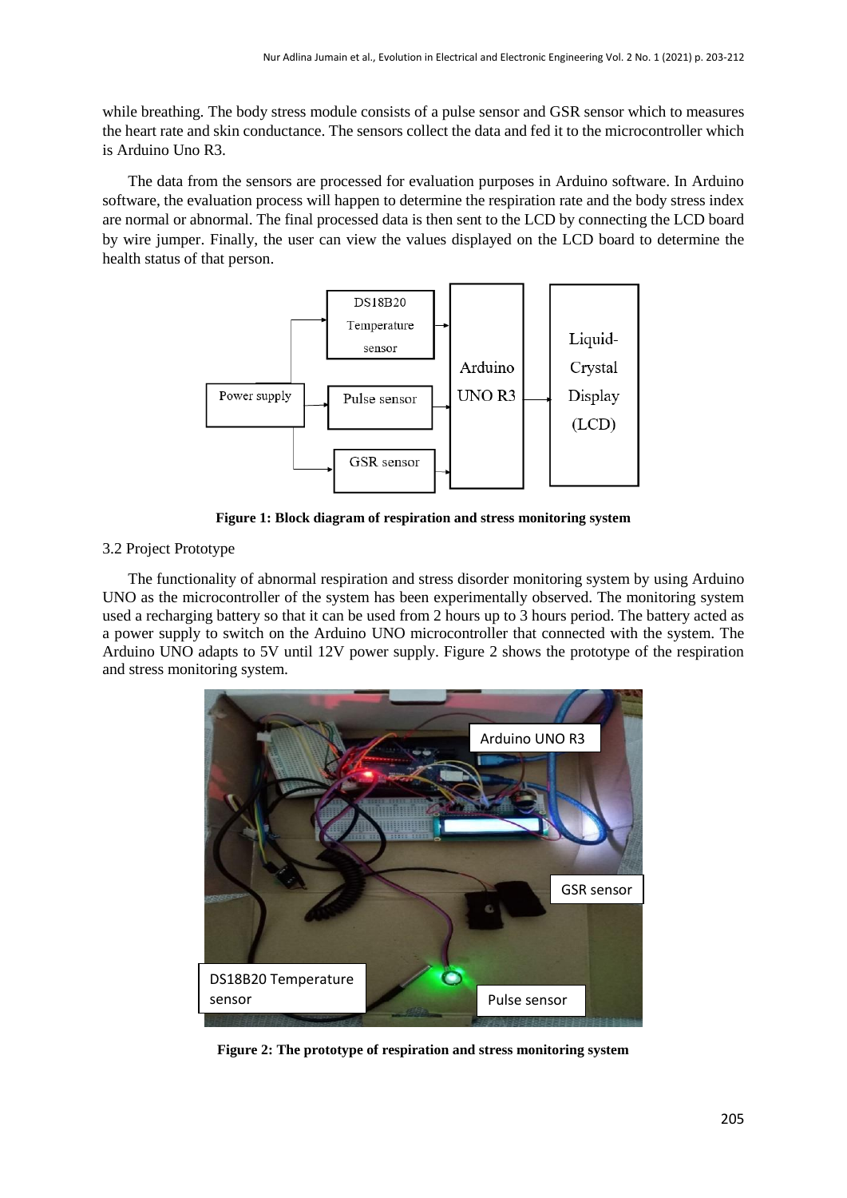while breathing. The body stress module consists of a pulse sensor and GSR sensor which to measures the heart rate and skin conductance. The sensors collect the data and fed it to the microcontroller which is Arduino Uno R3.

The data from the sensors are processed for evaluation purposes in Arduino software. In Arduino software, the evaluation process will happen to determine the respiration rate and the body stress index are normal or abnormal. The final processed data is then sent to the LCD by connecting the LCD board by wire jumper. Finally, the user can view the values displayed on the LCD board to determine the health status of that person.

DS18B20 Temperature sensor
Power supply
Pulse sensor
GSR sensor
Arduino UNO R3
Liquid-Crystal Display (LCD)

**Figure 1: Block diagram of respiration and stress monitoring system**

3.2 Project Prototype

The functionality of abnormal respiration and stress disorder monitoring system by using Arduino UNO as the microcontroller of the system has been experimentally observed. The monitoring system used a recharging battery so that it can be used from 2 hours up to 3 hours period. The battery acted as a power supply to switch on the Arduino UNO microcontroller that connected with the system. The Arduino UNO adapts to 5V until 12V power supply. Figure 2 shows the prototype of the respiration and stress monitoring system.

Arduino UNO R3
GSR sensor
DS18B20 Temperature sensor
Pulse sensor

**Figure 2: The prototype of respiration and stress monitoring system**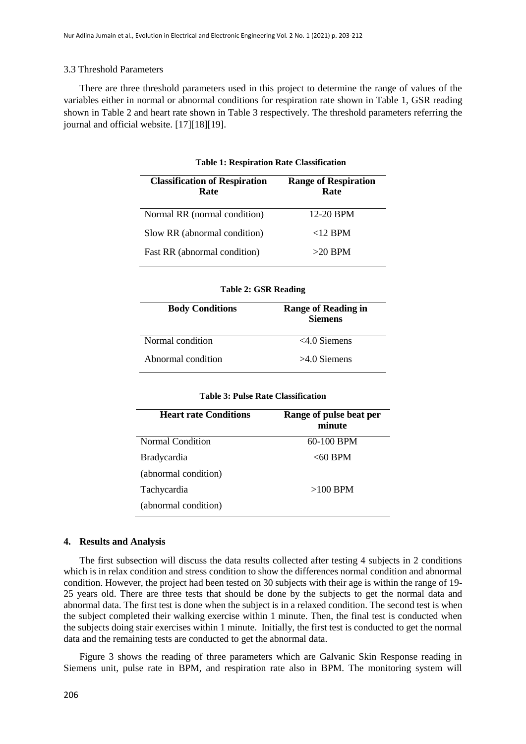### 3.3 Threshold Parameters

There are three threshold parameters used in this project to determine the range of values of the variables either in normal or abnormal conditions for respiration rate shown in Table 1, GSR reading shown in Table 2 and heart rate shown in Table 3 respectively. The threshold parameters referring the journal and official website. [17][18][19].

**Table 1: Respiration Rate Classification**

| Classification of Respiration Rate | Range of Respiration Rate |
|---|---|
| Normal RR (normal condition) | 12-20 BPM |
| Slow RR (abnormal condition) | <12 BPM |
| Fast RR (abnormal condition) | >20 BPM |

**Table 2: GSR Reading**

| Body Conditions | Range of Reading in Siemens |
|---|---|
| Normal condition | <4.0 Siemens |
| Abnormal condition | >4.0 Siemens |

**Table 3: Pulse Rate Classification**

| Heart rate Conditions | Range of pulse beat per minute |
|---|---|
| Normal Condition | 60-100 BPM |
| Bradycardia (abnormal condition) | <60 BPM |
| Tachycardia (abnormal condition) | >100 BPM |

## 4. Results and Analysis

The first subsection will discuss the data results collected after testing 4 subjects in 2 conditions which is in relax condition and stress condition to show the differences normal condition and abnormal condition. However, the project had been tested on 30 subjects with their age is within the range of 19-25 years old. There are three tests that should be done by the subjects to get the normal data and abnormal data. The first test is done when the subject is in a relaxed condition. The second test is when the subject completed their walking exercise within 1 minute. Then, the final test is conducted when the subjects doing stair exercises within 1 minute. Initially, the first test is conducted to get the normal data and the remaining tests are conducted to get the abnormal data.

Figure 3 shows the reading of three parameters which are Galvanic Skin Response reading in Siemens unit, pulse rate in BPM, and respiration rate also in BPM. The monitoring system will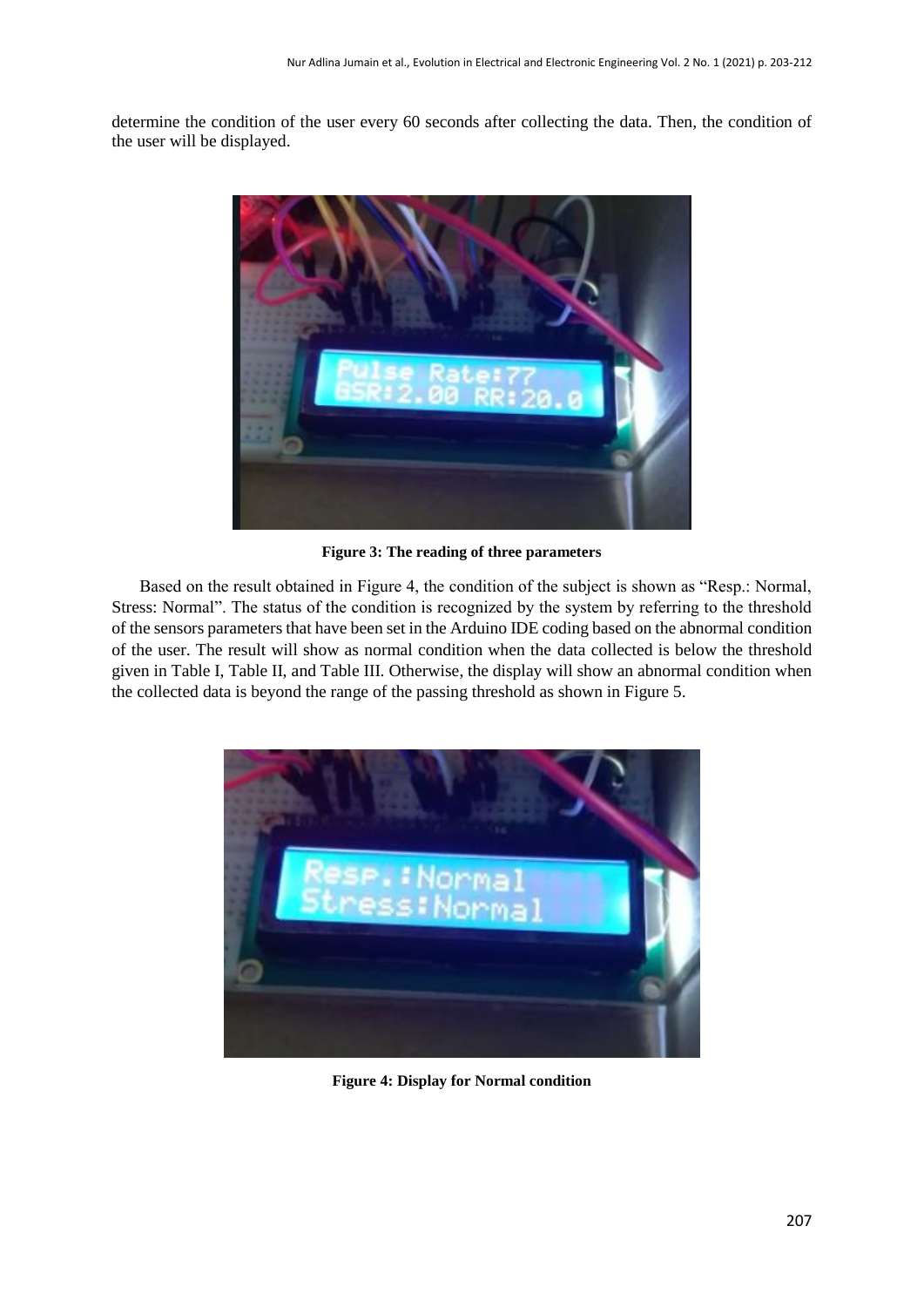determine the condition of the user every 60 seconds after collecting the data. Then, the condition of the user will be displayed.

**Figure 3: The reading of three parameters**

Based on the result obtained in Figure 4, the condition of the subject is shown as "Resp.: Normal, Stress: Normal". The status of the condition is recognized by the system by referring to the threshold of the sensors parameters that have been set in the Arduino IDE coding based on the abnormal condition of the user. The result will show as normal condition when the data collected is below the threshold given in Table I, Table II, and Table III. Otherwise, the display will show an abnormal condition when the collected data is beyond the range of the passing threshold as shown in Figure 5.

**Figure 4: Display for Normal condition**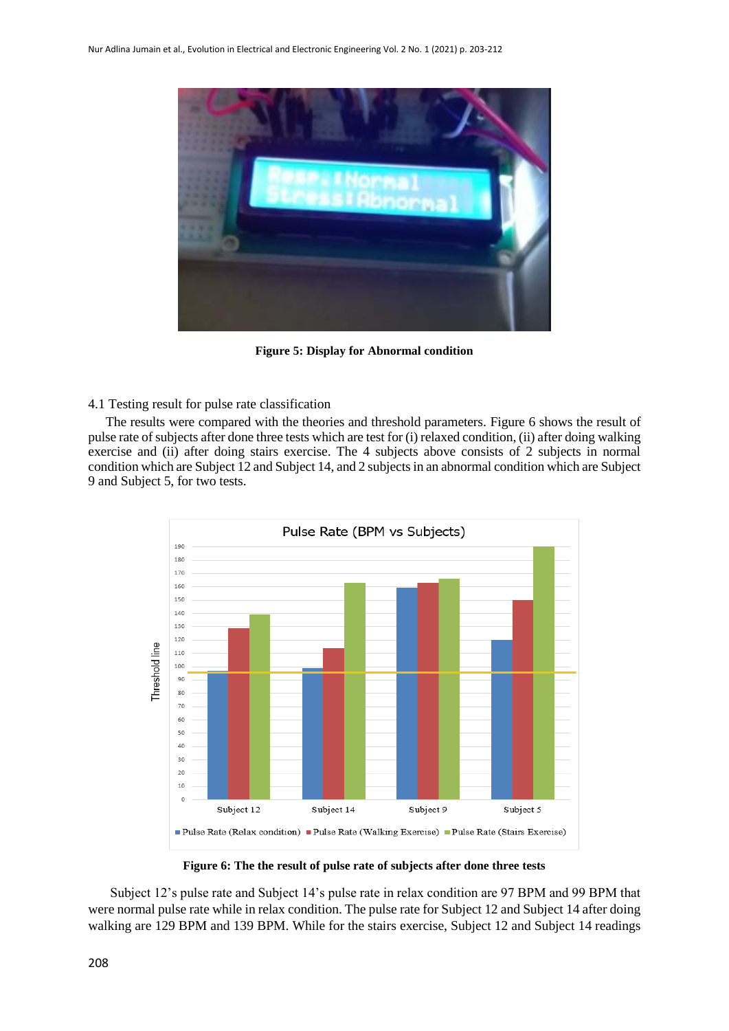Resp.:Normal
Stress:Abnormal

**Figure 5: Display for Abnormal condition**

4.1 Testing result for pulse rate classification

The results were compared with the theories and threshold parameters. Figure 6 shows the result of pulse rate of subjects after done three tests which are test for (i) relaxed condition, (ii) after doing walking exercise and (ii) after doing stairs exercise. The 4 subjects above consists of 2 subjects in normal condition which are Subject 12 and Subject 14, and 2 subjects in an abnormal condition which are Subject 9 and Subject 5, for two tests.

Pulse Rate (BPM vs Subjects)

Threshold line

0 10 20 30 40 50 60 70 80 90 100 110 120 130 140 150 160 170 180 190

Subject 12 Subject 14 Subject 9 Subject 5

Pulse Rate (Relax condition) Pulse Rate (Walking Exercise) Pulse Rate (Stairs Exercise)

**Figure 6: The the result of pulse rate of subjects after done three tests**

Subject 12's pulse rate and Subject 14's pulse rate in relax condition are 97 BPM and 99 BPM that were normal pulse rate while in relax condition. The pulse rate for Subject 12 and Subject 14 after doing walking are 129 BPM and 139 BPM. While for the stairs exercise, Subject 12 and Subject 14 readings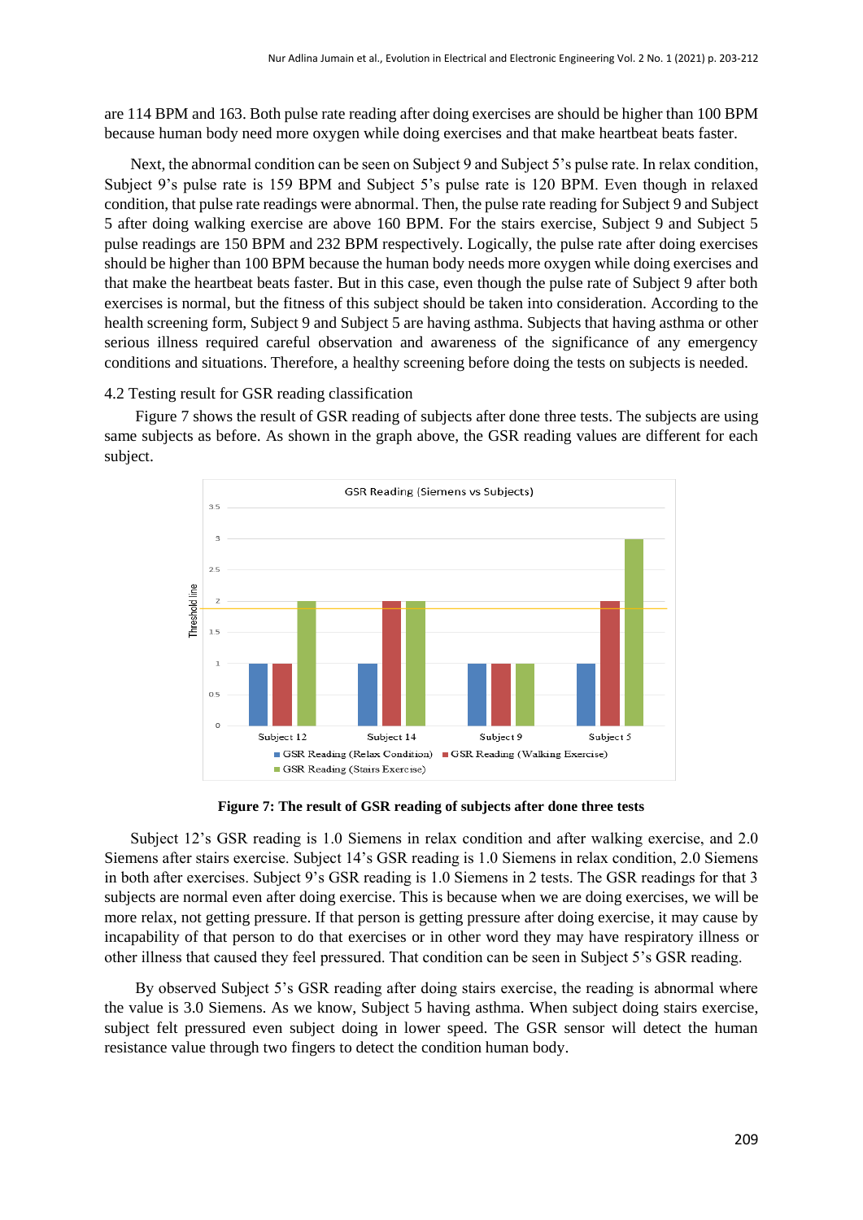are 114 BPM and 163. Both pulse rate reading after doing exercises are should be higher than 100 BPM because human body need more oxygen while doing exercises and that make heartbeat beats faster.

Next, the abnormal condition can be seen on Subject 9 and Subject 5's pulse rate. In relax condition, Subject 9's pulse rate is 159 BPM and Subject 5's pulse rate is 120 BPM. Even though in relaxed condition, that pulse rate readings were abnormal. Then, the pulse rate reading for Subject 9 and Subject 5 after doing walking exercise are above 160 BPM. For the stairs exercise, Subject 9 and Subject 5 pulse readings are 150 BPM and 232 BPM respectively. Logically, the pulse rate after doing exercises should be higher than 100 BPM because the human body needs more oxygen while doing exercises and that make the heartbeat beats faster. But in this case, even though the pulse rate of Subject 9 after both exercises is normal, but the fitness of this subject should be taken into consideration. According to the health screening form, Subject 9 and Subject 5 are having asthma. Subjects that having asthma or other serious illness required careful observation and awareness of the significance of any emergency conditions and situations. Therefore, a healthy screening before doing the tests on subjects is needed.

### 4.2 Testing result for GSR reading classification

Figure 7 shows the result of GSR reading of subjects after done three tests. The subjects are using same subjects as before. As shown in the graph above, the GSR reading values are different for each subject.

GSR Reading (Siemens vs Subjects)

Threshold line

3.5
3
2.5
2
1.5
1
0.5
0

Subject 12
Subject 14
Subject 9
Subject 5

GSR Reading (Relax Condition)
GSR Reading (Walking Exercise)
GSR Reading (Stairs Exercise)

**Figure 7: The result of GSR reading of subjects after done three tests**

Subject 12's GSR reading is 1.0 Siemens in relax condition and after walking exercise, and 2.0 Siemens after stairs exercise. Subject 14's GSR reading is 1.0 Siemens in relax condition, 2.0 Siemens in both after exercises. Subject 9's GSR reading is 1.0 Siemens in 2 tests. The GSR readings for that 3 subjects are normal even after doing exercise. This is because when we are doing exercises, we will be more relax, not getting pressure. If that person is getting pressure after doing exercise, it may cause by incapability of that person to do that exercises or in other word they may have respiratory illness or other illness that caused they feel pressured. That condition can be seen in Subject 5's GSR reading.

By observed Subject 5's GSR reading after doing stairs exercise, the reading is abnormal where the value is 3.0 Siemens. As we know, Subject 5 having asthma. When subject doing stairs exercise, subject felt pressured even subject doing in lower speed. The GSR sensor will detect the human resistance value through two fingers to detect the condition human body.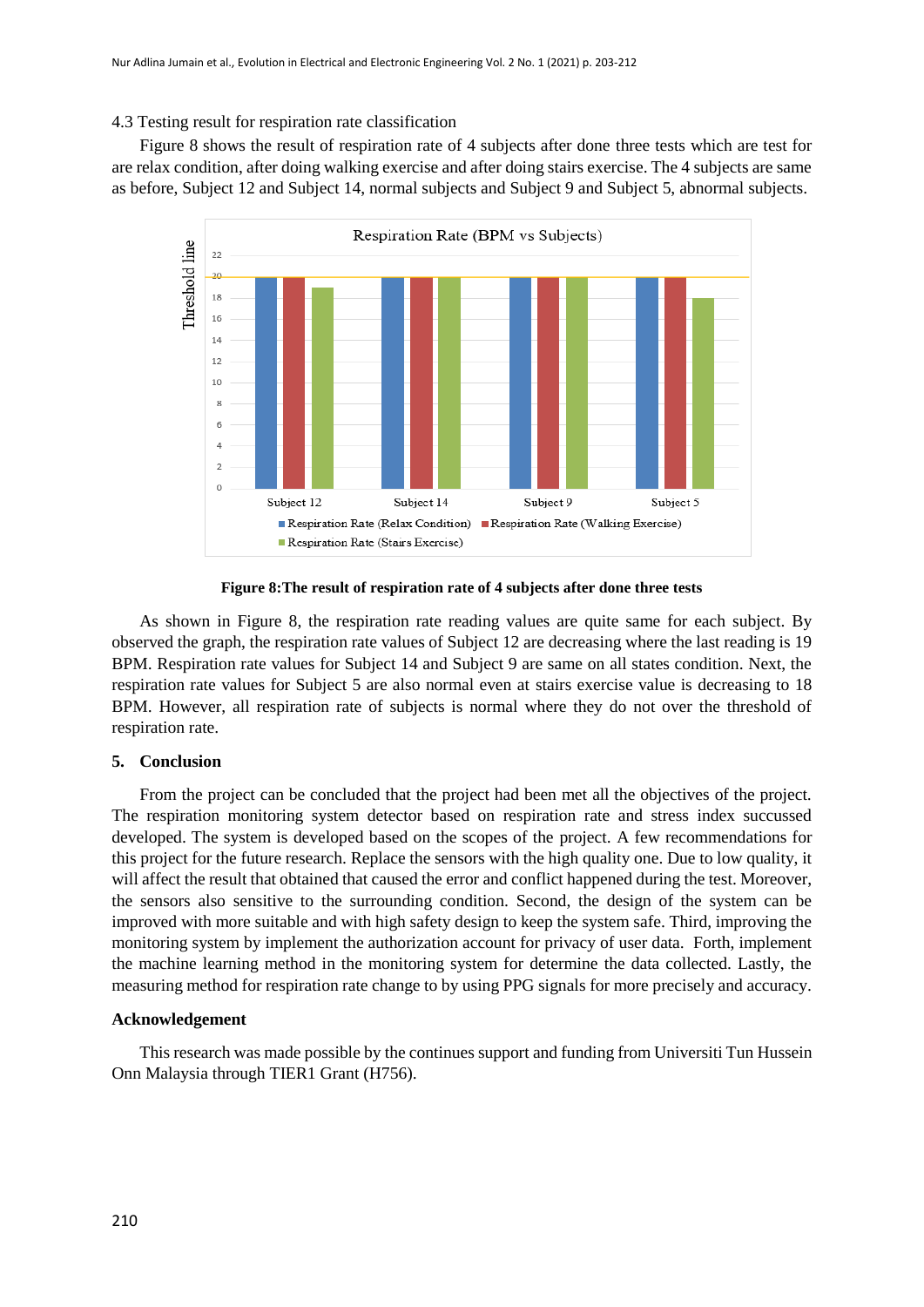4.3 Testing result for respiration rate classification

Figure 8 shows the result of respiration rate of 4 subjects after done three tests which are test for are relax condition, after doing walking exercise and after doing stairs exercise. The 4 subjects are same as before, Subject 12 and Subject 14, normal subjects and Subject 9 and Subject 5, abnormal subjects.

Respiration Rate (BPM vs Subjects)

Threshold line

22
20
18
16
14
12
10
8
6
4
2
0

Subject 12
Subject 14
Subject 9
Subject 5

Respiration Rate (Relax Condition)
Respiration Rate (Walking Exercise)
Respiration Rate (Stairs Exercise)

**Figure 8:The result of respiration rate of 4 subjects after done three tests**

As shown in Figure 8, the respiration rate reading values are quite same for each subject. By observed the graph, the respiration rate values of Subject 12 are decreasing where the last reading is 19 BPM. Respiration rate values for Subject 14 and Subject 9 are same on all states condition. Next, the respiration rate values for Subject 5 are also normal even at stairs exercise value is decreasing to 18 BPM. However, all respiration rate of subjects is normal where they do not over the threshold of respiration rate.

## 5. Conclusion

From the project can be concluded that the project had been met all the objectives of the project. The respiration monitoring system detector based on respiration rate and stress index succussed developed. The system is developed based on the scopes of the project. A few recommendations for this project for the future research. Replace the sensors with the high quality one. Due to low quality, it will affect the result that obtained that caused the error and conflict happened during the test. Moreover, the sensors also sensitive to the surrounding condition. Second, the design of the system can be improved with more suitable and with high safety design to keep the system safe. Third, improving the monitoring system by implement the authorization account for privacy of user data. Forth, implement the machine learning method in the monitoring system for determine the data collected. Lastly, the measuring method for respiration rate change to by using PPG signals for more precisely and accuracy.

## Acknowledgement

This research was made possible by the continues support and funding from Universiti Tun Hussein Onn Malaysia through TIER1 Grant (H756).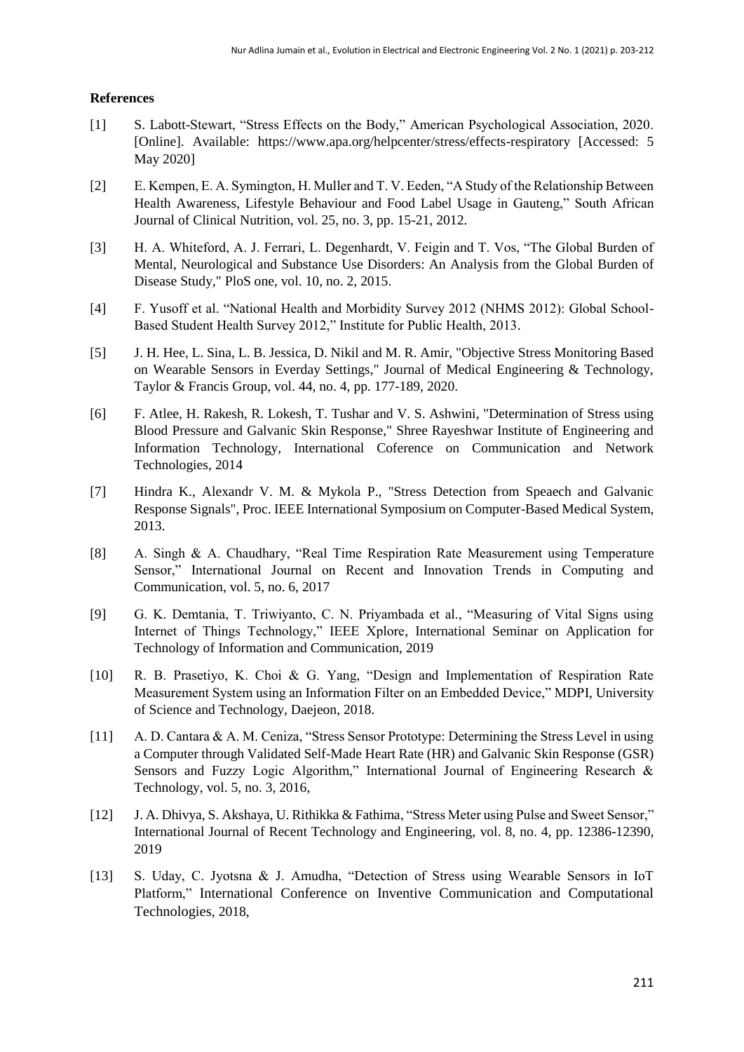## References

[1] S. Labott-Stewart, "Stress Effects on the Body," American Psychological Association, 2020. [Online]. Available: https://www.apa.org/helpcenter/stress/effects-respiratory [Accessed: 5 May 2020]

[2] E. Kempen, E. A. Symington, H. Muller and T. V. Eeden, "A Study of the Relationship Between Health Awareness, Lifestyle Behaviour and Food Label Usage in Gauteng," South African Journal of Clinical Nutrition, vol. 25, no. 3, pp. 15-21, 2012.

[3] H. A. Whiteford, A. J. Ferrari, L. Degenhardt, V. Feigin and T. Vos, "The Global Burden of Mental, Neurological and Substance Use Disorders: An Analysis from the Global Burden of Disease Study," PloS one, vol. 10, no. 2, 2015.

[4] F. Yusoff et al. "National Health and Morbidity Survey 2012 (NHMS 2012): Global School-Based Student Health Survey 2012," Institute for Public Health, 2013.

[5] J. H. Hee, L. Sina, L. B. Jessica, D. Nikil and M. R. Amir, "Objective Stress Monitoring Based on Wearable Sensors in Everday Settings," Journal of Medical Engineering & Technology, Taylor & Francis Group, vol. 44, no. 4, pp. 177-189, 2020.

[6] F. Atlee, H. Rakesh, R. Lokesh, T. Tushar and V. S. Ashwini, "Determination of Stress using Blood Pressure and Galvanic Skin Response," Shree Rayeshwar Institute of Engineering and Information Technology, International Coference on Communication and Network Technologies, 2014

[7] Hindra K., Alexandr V. M. & Mykola P., "Stress Detection from Speaech and Galvanic Response Signals", Proc. IEEE International Symposium on Computer-Based Medical System, 2013.

[8] A. Singh & A. Chaudhary, "Real Time Respiration Rate Measurement using Temperature Sensor," International Journal on Recent and Innovation Trends in Computing and Communication, vol. 5, no. 6, 2017

[9] G. K. Demtania, T. Triwiyanto, C. N. Priyambada et al., "Measuring of Vital Signs using Internet of Things Technology," IEEE Xplore, International Seminar on Application for Technology of Information and Communication, 2019

[10] R. B. Prasetiyo, K. Choi & G. Yang, "Design and Implementation of Respiration Rate Measurement System using an Information Filter on an Embedded Device," MDPI, University of Science and Technology, Daejeon, 2018.

[11] A. D. Cantara & A. M. Ceniza, "Stress Sensor Prototype: Determining the Stress Level in using a Computer through Validated Self-Made Heart Rate (HR) and Galvanic Skin Response (GSR) Sensors and Fuzzy Logic Algorithm," International Journal of Engineering Research & Technology, vol. 5, no. 3, 2016,

[12] J. A. Dhivya, S. Akshaya, U. Rithikka & Fathima, "Stress Meter using Pulse and Sweet Sensor," International Journal of Recent Technology and Engineering, vol. 8, no. 4, pp. 12386-12390, 2019

[13] S. Uday, C. Jyotsna & J. Amudha, "Detection of Stress using Wearable Sensors in IoT Platform," International Conference on Inventive Communication and Computational Technologies, 2018,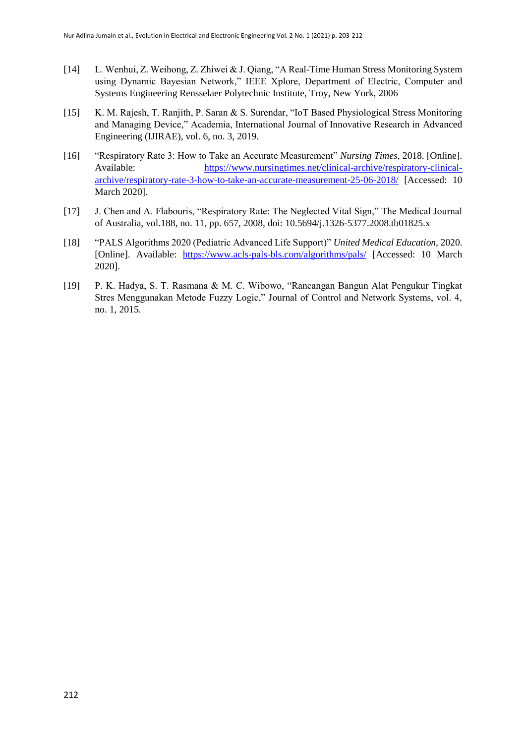[14] L. Wenhui, Z. Weihong, Z. Zhiwei & J. Qiang, "A Real-Time Human Stress Monitoring System using Dynamic Bayesian Network," IEEE Xplore, Department of Electric, Computer and Systems Engineering Rensselaer Polytechnic Institute, Troy, New York, 2006

[15] K. M. Rajesh, T. Ranjith, P. Saran & S. Surendar, "IoT Based Physiological Stress Monitoring and Managing Device," Academia, International Journal of Innovative Research in Advanced Engineering (IJIRAE), vol. 6, no. 3, 2019.

[16] "Respiratory Rate 3: How to Take an Accurate Measurement" *Nursing Times*, 2018. [Online]. Available: https://www.nursingtimes.net/clinical-archive/respiratory-clinical-archive/respiratory-rate-3-how-to-take-an-accurate-measurement-25-06-2018/ [Accessed: 10 March 2020].

[17] J. Chen and A. Flabouris, "Respiratory Rate: The Neglected Vital Sign," The Medical Journal of Australia, vol.188, no. 11, pp. 657, 2008, doi: 10.5694/j.1326-5377.2008.tb01825.x

[18] "PALS Algorithms 2020 (Pediatric Advanced Life Support)" *United Medical Education*, 2020. [Online]. Available: https://www.acls-pals-bls.com/algorithms/pals/ [Accessed: 10 March 2020].

[19] P. K. Hadya, S. T. Rasmana & M. C. Wibowo, "Rancangan Bangun Alat Pengukur Tingkat Stres Menggunakan Metode Fuzzy Logic," Journal of Control and Network Systems, vol. 4, no. 1, 2015.